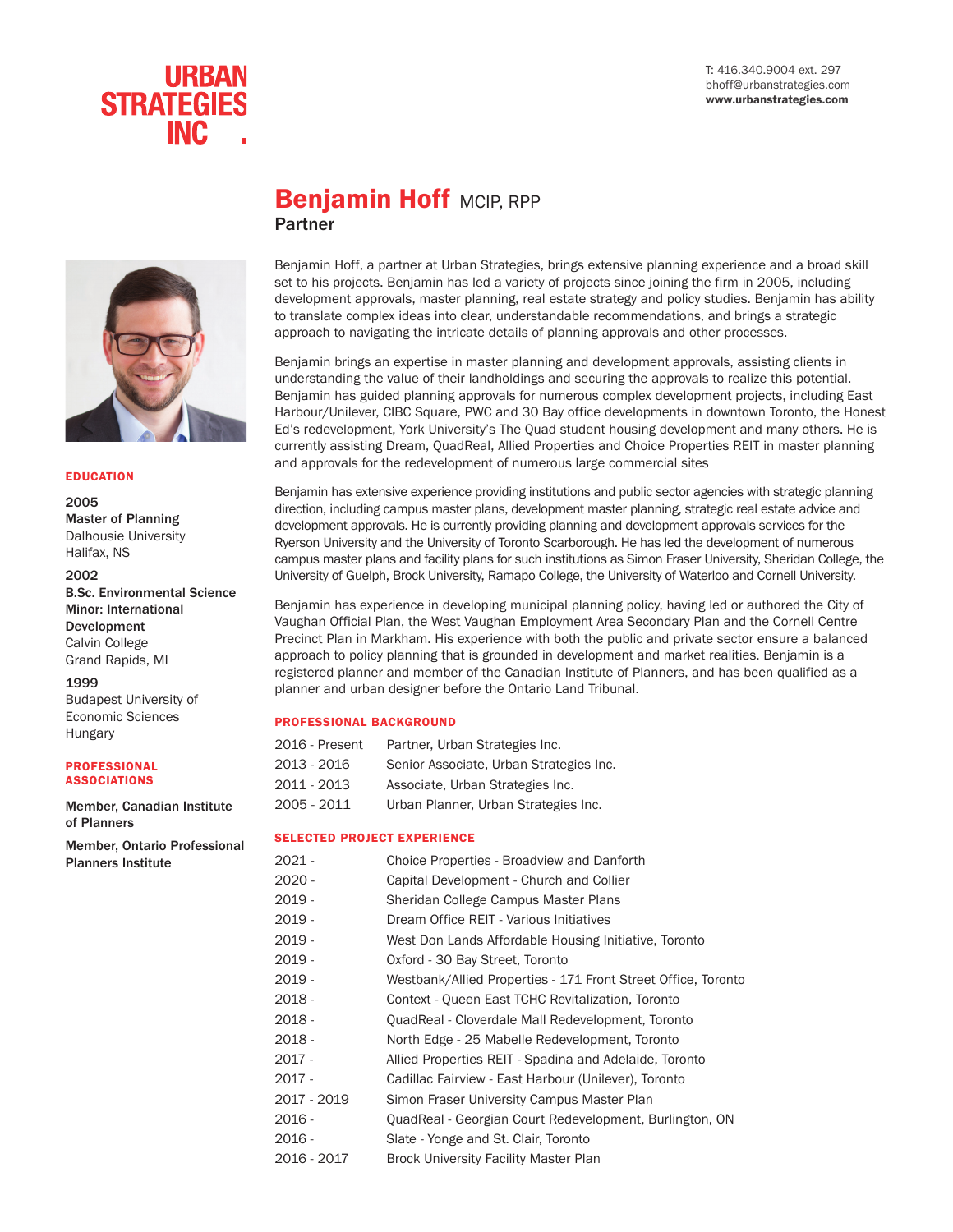URBAN STRATEGIES INC.

T: 416.340.9004 ext. 297
bhoff@urbanstrategies.com
**www.urbanstrategies.com**

# Benjamin Hoff MCIP, RPP

## Partner

Benjamin Hoff, a partner at Urban Strategies, brings extensive planning experience and a broad skill set to his projects. Benjamin has led a variety of projects since joining the firm in 2005, including development approvals, master planning, real estate strategy and policy studies. Benjamin has ability to translate complex ideas into clear, understandable recommendations, and brings a strategic approach to navigating the intricate details of planning approvals and other processes.

Benjamin brings an expertise in master planning and development approvals, assisting clients in understanding the value of their landholdings and securing the approvals to realize this potential. Benjamin has guided planning approvals for numerous complex development projects, including East Harbour/Unilever, CIBC Square, PWC and 30 Bay office developments in downtown Toronto, the Honest Ed's redevelopment, York University's The Quad student housing development and many others. He is currently assisting Dream, QuadReal, Allied Properties and Choice Properties REIT in master planning and approvals for the redevelopment of numerous large commercial sites

Benjamin has extensive experience providing institutions and public sector agencies with strategic planning direction, including campus master plans, development master planning, strategic real estate advice and development approvals. He is currently providing planning and development approvals services for the Ryerson University and the University of Toronto Scarborough. He has led the development of numerous campus master plans and facility plans for such institutions as Simon Fraser University, Sheridan College, the University of Guelph, Brock University, Ramapo College, the University of Waterloo and Cornell University.

Benjamin has experience in developing municipal planning policy, having led or authored the City of Vaughan Official Plan, the West Vaughan Employment Area Secondary Plan and the Cornell Centre Precinct Plan in Markham. His experience with both the public and private sector ensure a balanced approach to policy planning that is grounded in development and market realities. Benjamin is a registered planner and member of the Canadian Institute of Planners, and has been qualified as a planner and urban designer before the Ontario Land Tribunal.

### EDUCATION

2005
**Master of Planning**
Dalhousie University
Halifax, NS

2002
**B.Sc. Environmental Science**
**Minor: International Development**
Calvin College
Grand Rapids, MI

1999
Budapest University of Economic Sciences
Hungary

### PROFESSIONAL ASSOCIATIONS

**Member, Canadian Institute of Planners**

**Member, Ontario Professional Planners Institute**

### PROFESSIONAL BACKGROUND

| | |
|---|---|
| 2016 - Present | Partner, Urban Strategies Inc. |
| 2013 - 2016 | Senior Associate, Urban Strategies Inc. |
| 2011 - 2013 | Associate, Urban Strategies Inc. |
| 2005 - 2011 | Urban Planner, Urban Strategies Inc. |

### SELECTED PROJECT EXPERIENCE

| | |
|---|---|
| 2021 - | Choice Properties - Broadview and Danforth |
| 2020 - | Capital Development - Church and Collier |
| 2019 - | Sheridan College Campus Master Plans |
| 2019 - | Dream Office REIT - Various Initiatives |
| 2019 - | West Don Lands Affordable Housing Initiative, Toronto |
| 2019 - | Oxford - 30 Bay Street, Toronto |
| 2019 - | Westbank/Allied Properties - 171 Front Street Office, Toronto |
| 2018 - | Context - Queen East TCHC Revitalization, Toronto |
| 2018 - | QuadReal - Cloverdale Mall Redevelopment, Toronto |
| 2018 - | North Edge - 25 Mabelle Redevelopment, Toronto |
| 2017 - | Allied Properties REIT - Spadina and Adelaide, Toronto |
| 2017 - | Cadillac Fairview - East Harbour (Unilever), Toronto |
| 2017 - 2019 | Simon Fraser University Campus Master Plan |
| 2016 - | QuadReal - Georgian Court Redevelopment, Burlington, ON |
| 2016 - | Slate - Yonge and St. Clair, Toronto |
| 2016 - 2017 | Brock University Facility Master Plan |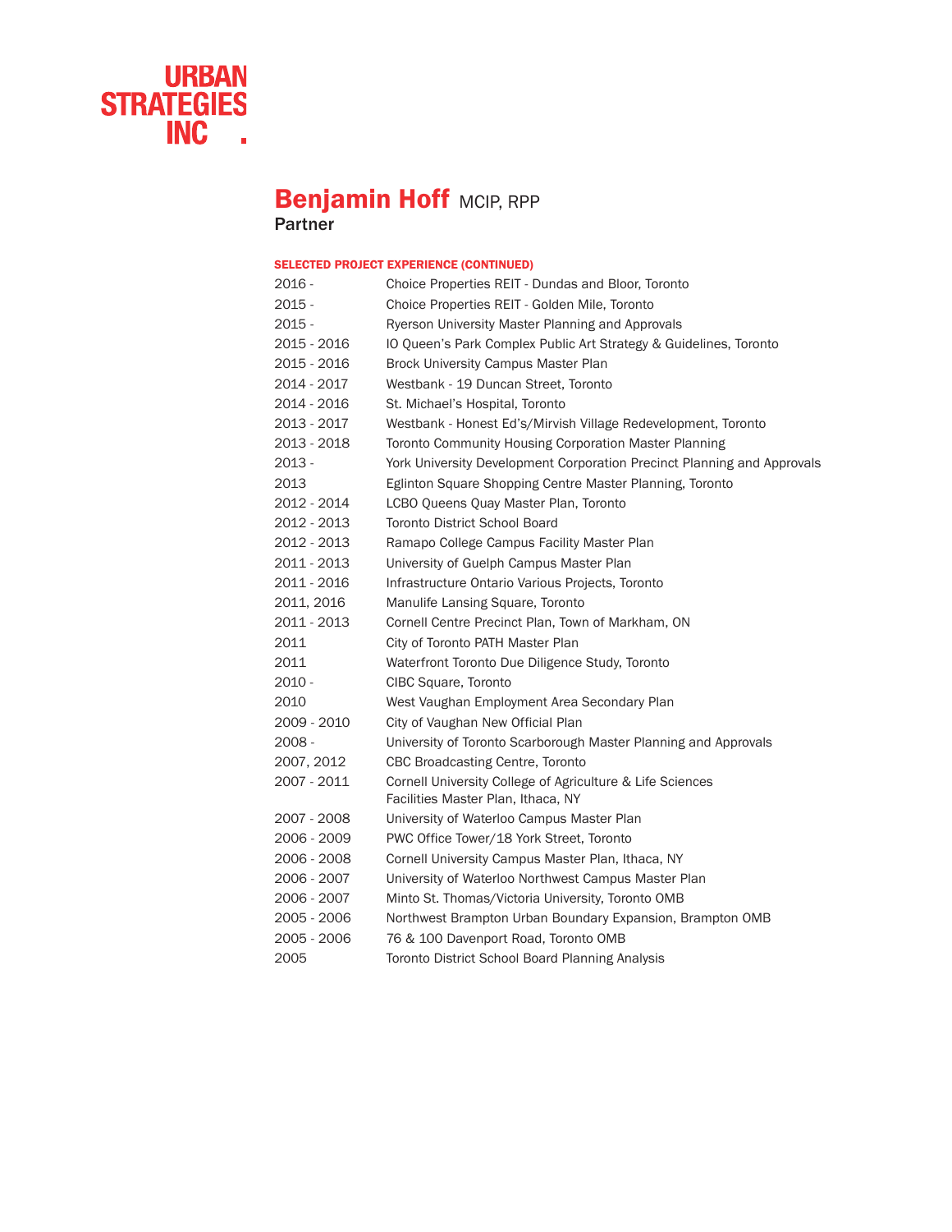URBAN STRATEGIES INC.

# Benjamin Hoff MCIP, RPP

**Partner**

## SELECTED PROJECT EXPERIENCE (CONTINUED)

| | |
|---|---|
| 2016 - | Choice Properties REIT - Dundas and Bloor, Toronto |
| 2015 - | Choice Properties REIT - Golden Mile, Toronto |
| 2015 - | Ryerson University Master Planning and Approvals |
| 2015 - 2016 | IO Queen's Park Complex Public Art Strategy & Guidelines, Toronto |
| 2015 - 2016 | Brock University Campus Master Plan |
| 2014 - 2017 | Westbank - 19 Duncan Street, Toronto |
| 2014 - 2016 | St. Michael's Hospital, Toronto |
| 2013 - 2017 | Westbank - Honest Ed's/Mirvish Village Redevelopment, Toronto |
| 2013 - 2018 | Toronto Community Housing Corporation Master Planning |
| 2013 - | York University Development Corporation Precinct Planning and Approvals |
| 2013 | Eglinton Square Shopping Centre Master Planning, Toronto |
| 2012 - 2014 | LCBO Queens Quay Master Plan, Toronto |
| 2012 - 2013 | Toronto District School Board |
| 2012 - 2013 | Ramapo College Campus Facility Master Plan |
| 2011 - 2013 | University of Guelph Campus Master Plan |
| 2011 - 2016 | Infrastructure Ontario Various Projects, Toronto |
| 2011, 2016 | Manulife Lansing Square, Toronto |
| 2011 - 2013 | Cornell Centre Precinct Plan, Town of Markham, ON |
| 2011 | City of Toronto PATH Master Plan |
| 2011 | Waterfront Toronto Due Diligence Study, Toronto |
| 2010 - | CIBC Square, Toronto |
| 2010 | West Vaughan Employment Area Secondary Plan |
| 2009 - 2010 | City of Vaughan New Official Plan |
| 2008 - | University of Toronto Scarborough Master Planning and Approvals |
| 2007, 2012 | CBC Broadcasting Centre, Toronto |
| 2007 - 2011 | Cornell University College of Agriculture & Life Sciences Facilities Master Plan, Ithaca, NY |
| 2007 - 2008 | University of Waterloo Campus Master Plan |
| 2006 - 2009 | PWC Office Tower/18 York Street, Toronto |
| 2006 - 2008 | Cornell University Campus Master Plan, Ithaca, NY |
| 2006 - 2007 | University of Waterloo Northwest Campus Master Plan |
| 2006 - 2007 | Minto St. Thomas/Victoria University, Toronto OMB |
| 2005 - 2006 | Northwest Brampton Urban Boundary Expansion, Brampton OMB |
| 2005 - 2006 | 76 & 100 Davenport Road, Toronto OMB |
| 2005 | Toronto District School Board Planning Analysis |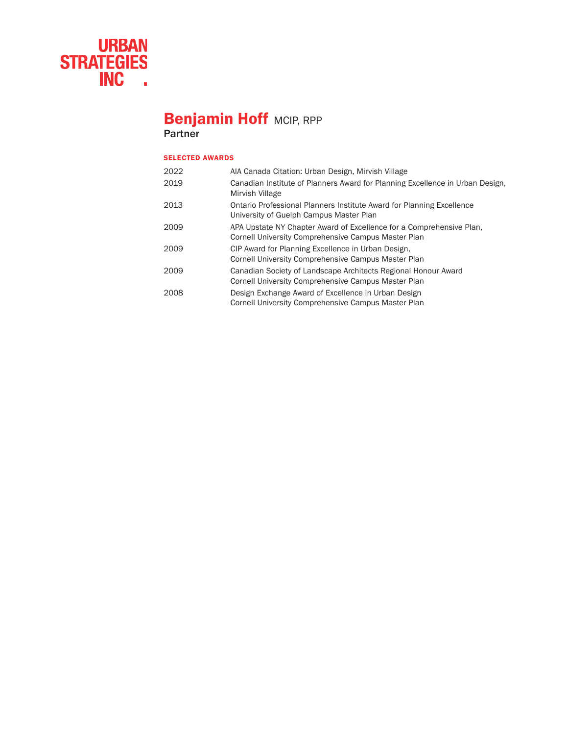URBAN STRATEGIES INC.

# Benjamin Hoff MCIP, RPP

Partner

### SELECTED AWARDS

| | |
|---|---|
| 2022 | AIA Canada Citation: Urban Design, Mirvish Village |
| 2019 | Canadian Institute of Planners Award for Planning Excellence in Urban Design, Mirvish Village |
| 2013 | Ontario Professional Planners Institute Award for Planning Excellence University of Guelph Campus Master Plan |
| 2009 | APA Upstate NY Chapter Award of Excellence for a Comprehensive Plan, Cornell University Comprehensive Campus Master Plan |
| 2009 | CIP Award for Planning Excellence in Urban Design, Cornell University Comprehensive Campus Master Plan |
| 2009 | Canadian Society of Landscape Architects Regional Honour Award Cornell University Comprehensive Campus Master Plan |
| 2008 | Design Exchange Award of Excellence in Urban Design Cornell University Comprehensive Campus Master Plan |